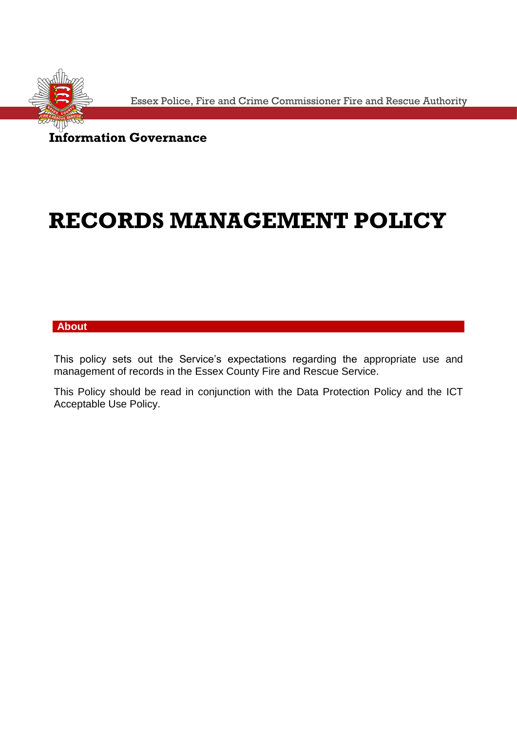Essex Police, Fire and Crime Commissioner Fire and Rescue Authority

**Information Governance**

# RECORDS MANAGEMENT POLICY

## About

This policy sets out the Service's expectations regarding the appropriate use and management of records in the Essex County Fire and Rescue Service.

This Policy should be read in conjunction with the Data Protection Policy and the ICT Acceptable Use Policy.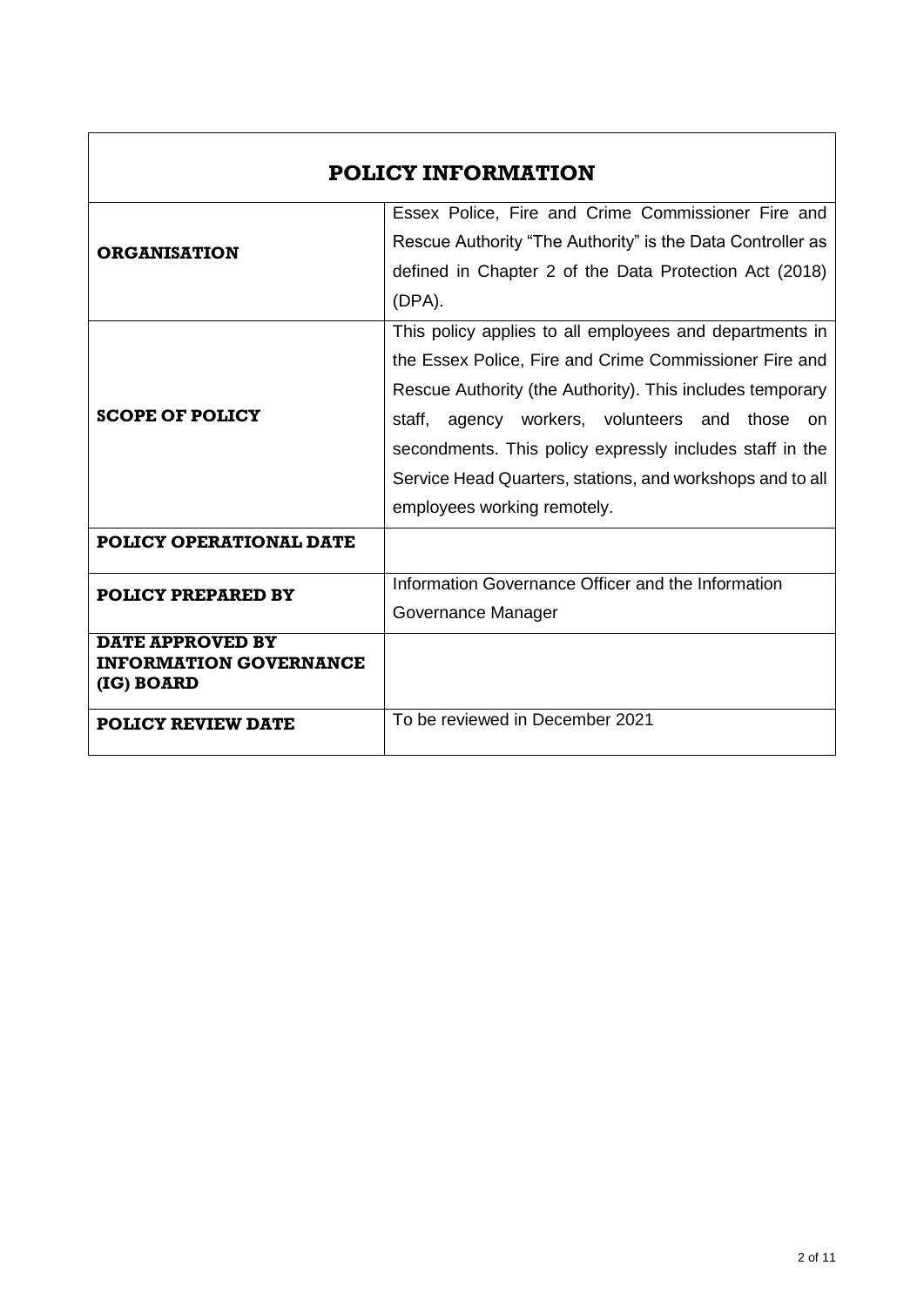| POLICY INFORMATION | |
|---|---|
| **ORGANISATION** | Essex Police, Fire and Crime Commissioner Fire and Rescue Authority “The Authority” is the Data Controller as defined in Chapter 2 of the Data Protection Act (2018) (DPA). |
| **SCOPE OF POLICY** | This policy applies to all employees and departments in the Essex Police, Fire and Crime Commissioner Fire and Rescue Authority (the Authority). This includes temporary staff, agency workers, volunteers and those on secondments. This policy expressly includes staff in the Service Head Quarters, stations, and workshops and to all employees working remotely. |
| **POLICY OPERATIONAL DATE** | |
| **POLICY PREPARED BY** | Information Governance Officer and the Information Governance Manager |
| **DATE APPROVED BY INFORMATION GOVERNANCE (IG) BOARD** | |
| **POLICY REVIEW DATE** | To be reviewed in December 2021 |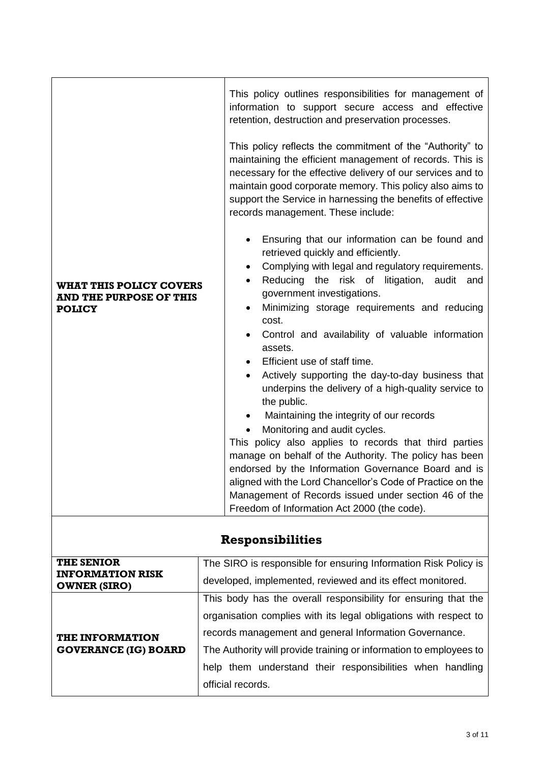| **WHAT THIS POLICY COVERS AND THE PURPOSE OF THIS POLICY** | This policy outlines responsibilities for management of information to support secure access and effective retention, destruction and preservation processes.<br><br>This policy reflects the commitment of the "Authority" to maintaining the efficient management of records. This is necessary for the effective delivery of our services and to maintain good corporate memory. This policy also aims to support the Service in harnessing the benefits of effective records management. These include:<br><br>• Ensuring that our information can be found and retrieved quickly and efficiently.<br>• Complying with legal and regulatory requirements.<br>• Reducing the risk of litigation, audit and government investigations.<br>• Minimizing storage requirements and reducing cost.<br>• Control and availability of valuable information assets.<br>• Efficient use of staff time.<br>• Actively supporting the day-to-day business that underpins the delivery of a high-quality service to the public.<br>• Maintaining the integrity of our records<br>• Monitoring and audit cycles.<br><br>This policy also applies to records that third parties manage on behalf of the Authority. The policy has been endorsed by the Information Governance Board and is aligned with the Lord Chancellor's Code of Practice on the Management of Records issued under section 46 of the Freedom of Information Act 2000 (the code). |
|---|---|

## Responsibilities

| **THE SENIOR INFORMATION RISK OWNER (SIRO)** | The SIRO is responsible for ensuring Information Risk Policy is developed, implemented, reviewed and its effect monitored. |
|---|---|
| **THE INFORMATION GOVERANCE (IG) BOARD** | This body has the overall responsibility for ensuring that the organisation complies with its legal obligations with respect to records management and general Information Governance.<br>The Authority will provide training or information to employees to help them understand their responsibilities when handling official records. |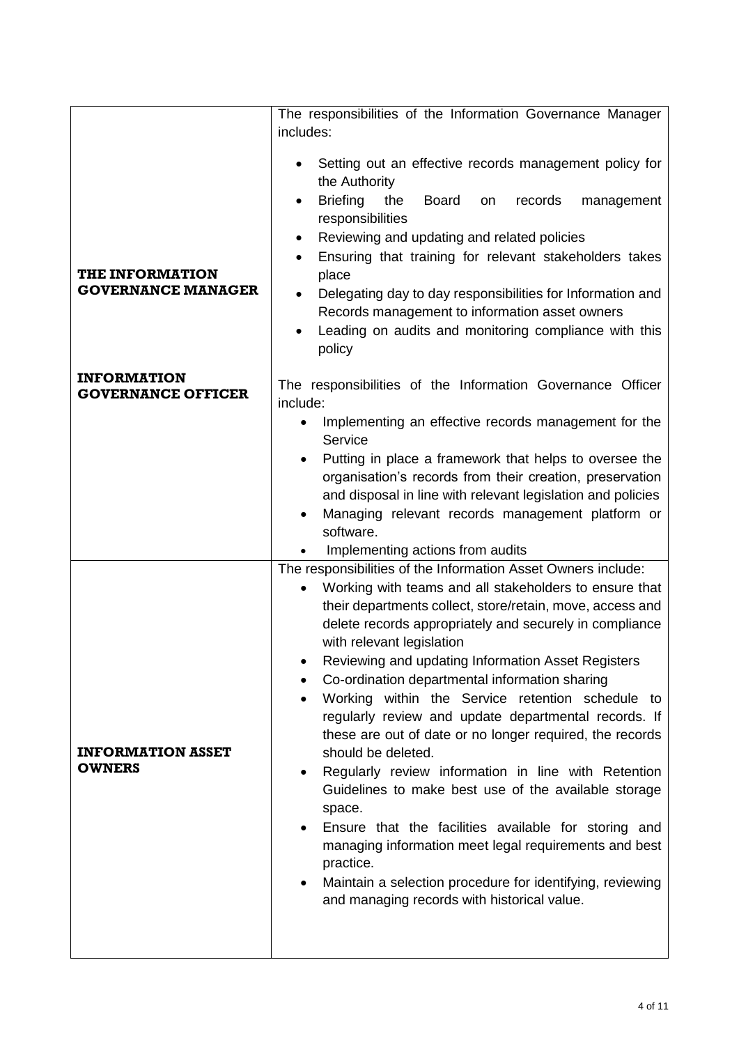| | |
|---|---|
| **THE INFORMATION GOVERNANCE MANAGER** | The responsibilities of the Information Governance Manager includes:<br>• Setting out an effective records management policy for the Authority<br>• Briefing the Board on records management responsibilities<br>• Reviewing and updating and related policies<br>• Ensuring that training for relevant stakeholders takes place<br>• Delegating day to day responsibilities for Information and Records management to information asset owners<br>• Leading on audits and monitoring compliance with this policy |
| **INFORMATION GOVERNANCE OFFICER** | The responsibilities of the Information Governance Officer include:<br>• Implementing an effective records management for the Service<br>• Putting in place a framework that helps to oversee the organisation's records from their creation, preservation and disposal in line with relevant legislation and policies<br>• Managing relevant records management platform or software.<br>• Implementing actions from audits |
| **INFORMATION ASSET OWNERS** | The responsibilities of the Information Asset Owners include:<br>• Working with teams and all stakeholders to ensure that their departments collect, store/retain, move, access and delete records appropriately and securely in compliance with relevant legislation<br>• Reviewing and updating Information Asset Registers<br>• Co-ordination departmental information sharing<br>• Working within the Service retention schedule to regularly review and update departmental records. If these are out of date or no longer required, the records should be deleted.<br>• Regularly review information in line with Retention Guidelines to make best use of the available storage space.<br>• Ensure that the facilities available for storing and managing information meet legal requirements and best practice.<br>• Maintain a selection procedure for identifying, reviewing and managing records with historical value. |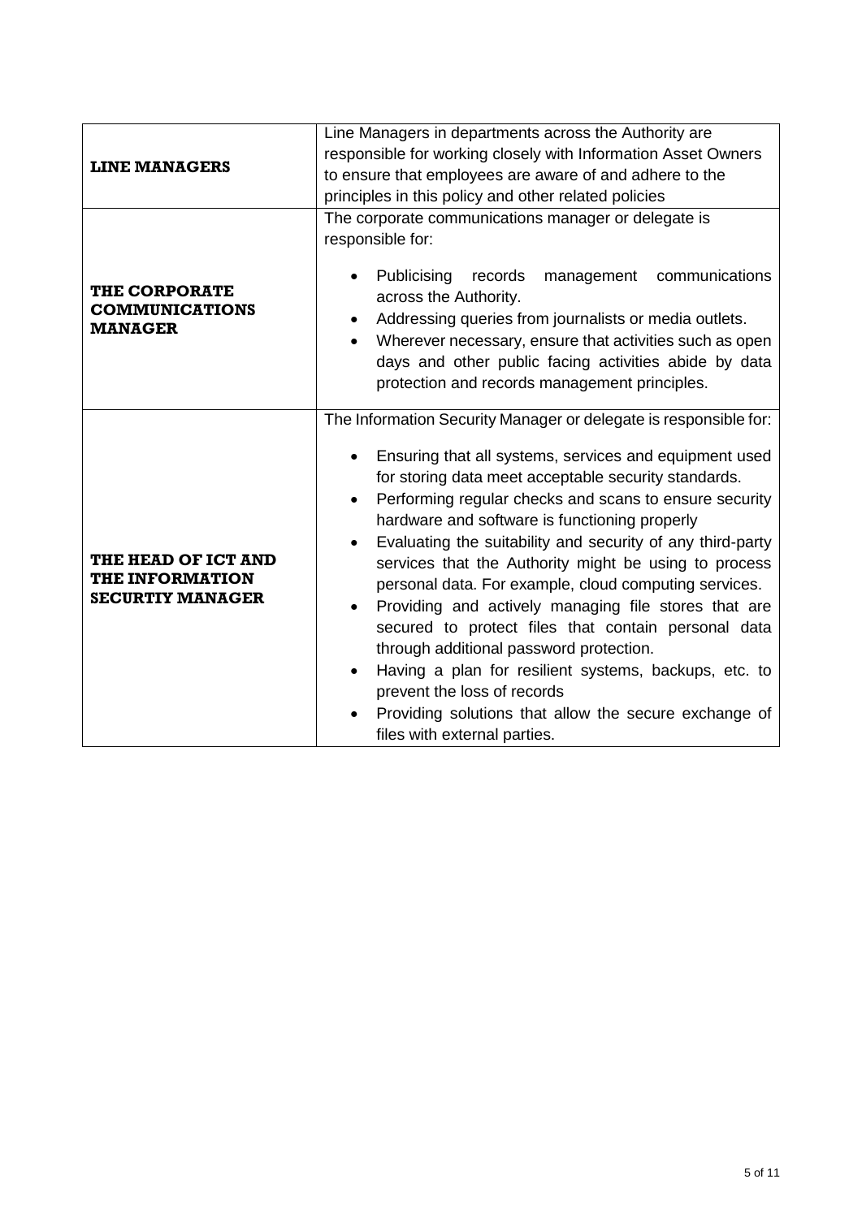| | |
|---|---|
| **LINE MANAGERS** | Line Managers in departments across the Authority are responsible for working closely with Information Asset Owners to ensure that employees are aware of and adhere to the principles in this policy and other related policies |
| **THE CORPORATE COMMUNICATIONS MANAGER** | The corporate communications manager or delegate is responsible for:<br><br>• Publicising records management communications across the Authority.<br>• Addressing queries from journalists or media outlets.<br>• Wherever necessary, ensure that activities such as open days and other public facing activities abide by data protection and records management principles. |
| **THE HEAD OF ICT AND THE INFORMATION SECURTIY MANAGER** | The Information Security Manager or delegate is responsible for:<br><br>• Ensuring that all systems, services and equipment used for storing data meet acceptable security standards.<br>• Performing regular checks and scans to ensure security hardware and software is functioning properly<br>• Evaluating the suitability and security of any third-party services that the Authority might be using to process personal data. For example, cloud computing services.<br>• Providing and actively managing file stores that are secured to protect files that contain personal data through additional password protection.<br>• Having a plan for resilient systems, backups, etc. to prevent the loss of records<br>• Providing solutions that allow the secure exchange of files with external parties. |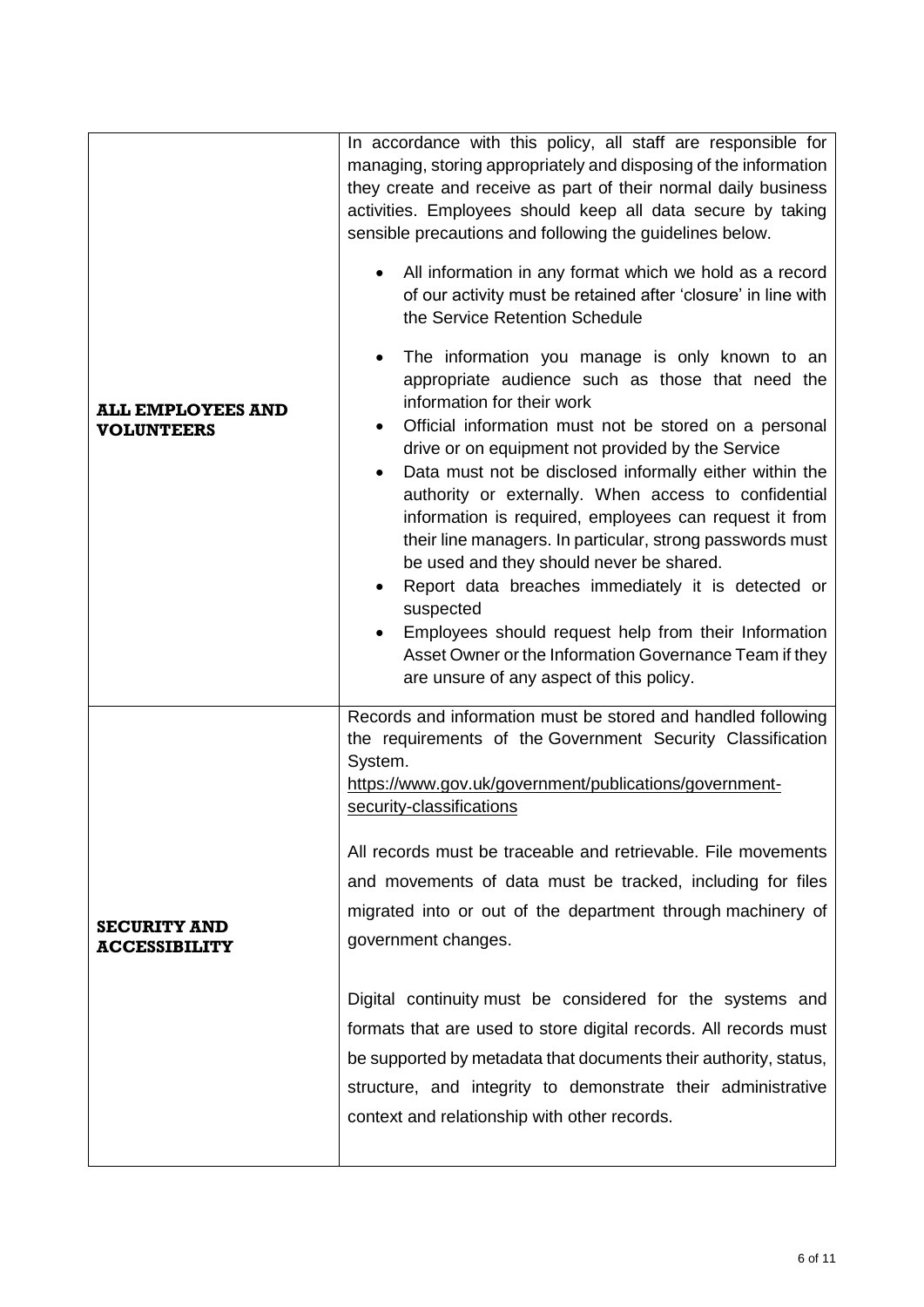| | |
|---|---|
| **ALL EMPLOYEES AND VOLUNTEERS** | In accordance with this policy, all staff are responsible for managing, storing appropriately and disposing of the information they create and receive as part of their normal daily business activities. Employees should keep all data secure by taking sensible precautions and following the guidelines below.<br><br>• All information in any format which we hold as a record of our activity must be retained after 'closure' in line with the Service Retention Schedule<br><br>• The information you manage is only known to an appropriate audience such as those that need the information for their work<br>• Official information must not be stored on a personal drive or on equipment not provided by the Service<br>• Data must not be disclosed informally either within the authority or externally. When access to confidential information is required, employees can request it from their line managers. In particular, strong passwords must be used and they should never be shared.<br>• Report data breaches immediately it is detected or suspected<br>• Employees should request help from their Information Asset Owner or the Information Governance Team if they are unsure of any aspect of this policy. |
| **SECURITY AND ACCESSIBILITY** | Records and information must be stored and handled following the requirements of the Government Security Classification System.<br>https://www.gov.uk/government/publications/government-security-classifications<br><br>All records must be traceable and retrievable. File movements and movements of data must be tracked, including for files migrated into or out of the department through machinery of government changes.<br><br>Digital continuity must be considered for the systems and formats that are used to store digital records. All records must be supported by metadata that documents their authority, status, structure, and integrity to demonstrate their administrative context and relationship with other records. |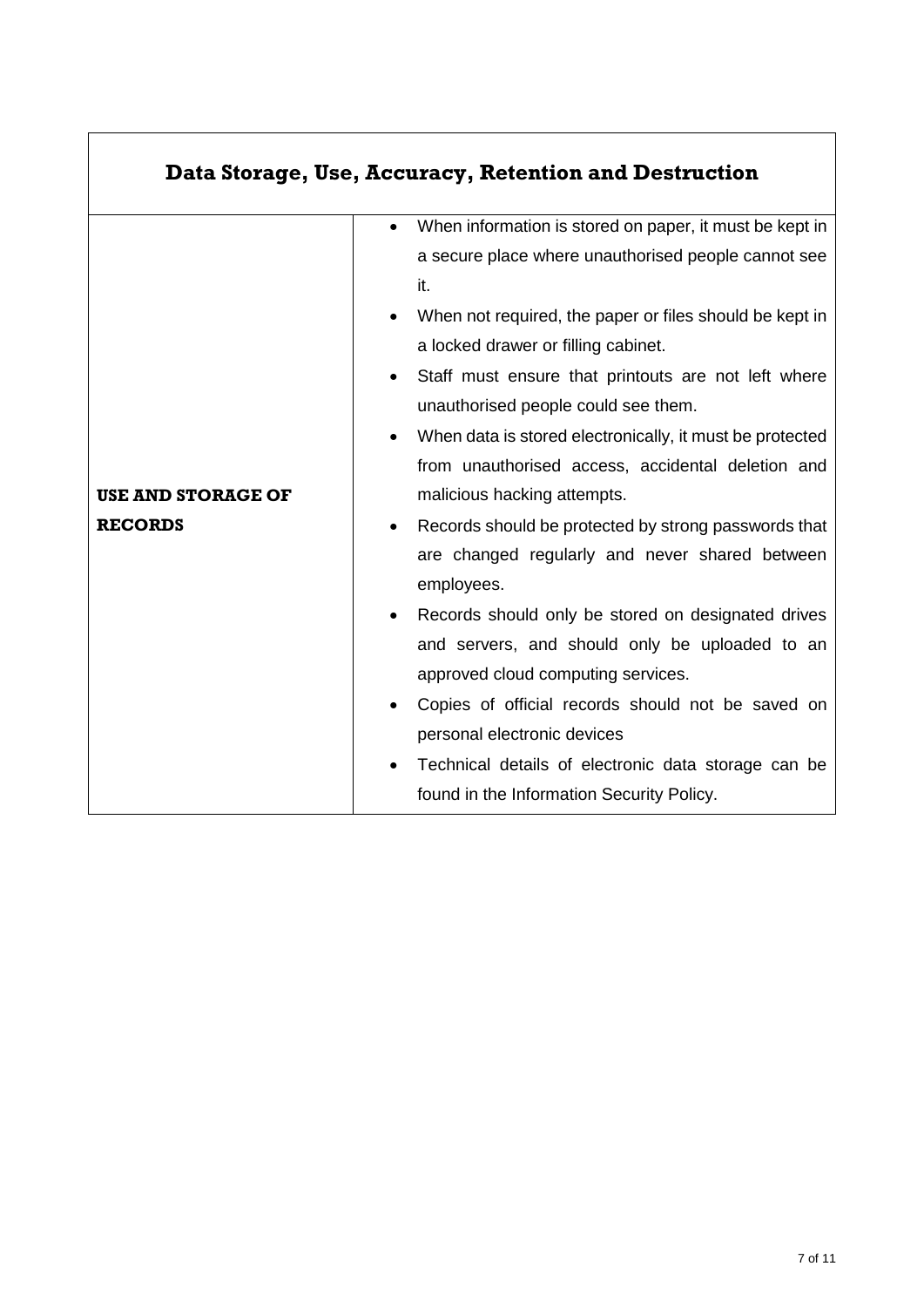| Data Storage, Use, Accuracy, Retention and Destruction | |
|---|---|
| **USE AND STORAGE OF RECORDS** | • When information is stored on paper, it must be kept in a secure place where unauthorised people cannot see it.<br>• When not required, the paper or files should be kept in a locked drawer or filling cabinet.<br>• Staff must ensure that printouts are not left where unauthorised people could see them.<br>• When data is stored electronically, it must be protected from unauthorised access, accidental deletion and malicious hacking attempts.<br>• Records should be protected by strong passwords that are changed regularly and never shared between employees.<br>• Records should only be stored on designated drives and servers, and should only be uploaded to an approved cloud computing services.<br>• Copies of official records should not be saved on personal electronic devices<br>• Technical details of electronic data storage can be found in the Information Security Policy. |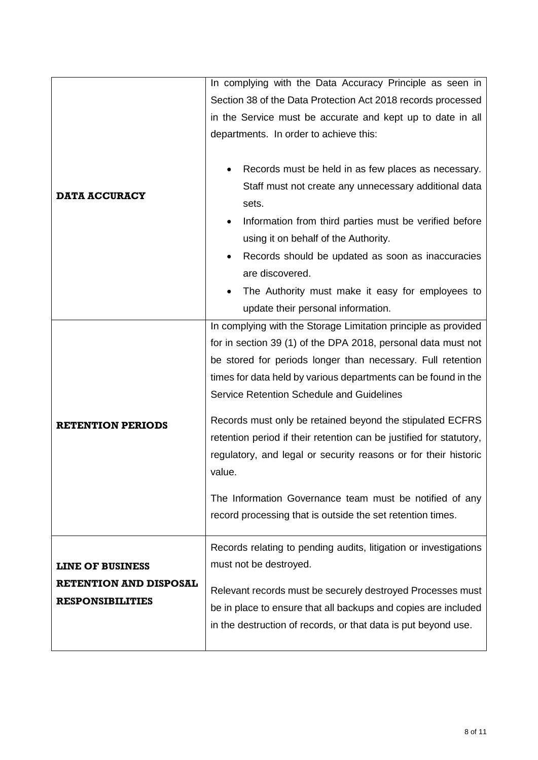| | |
|---|---|
| **DATA ACCURACY** | In complying with the Data Accuracy Principle as seen in Section 38 of the Data Protection Act 2018 records processed in the Service must be accurate and kept up to date in all departments. In order to achieve this:<br><br>• Records must be held in as few places as necessary. Staff must not create any unnecessary additional data sets.<br>• Information from third parties must be verified before using it on behalf of the Authority.<br>• Records should be updated as soon as inaccuracies are discovered.<br>• The Authority must make it easy for employees to update their personal information. |
| **RETENTION PERIODS** | In complying with the Storage Limitation principle as provided for in section 39 (1) of the DPA 2018, personal data must not be stored for periods longer than necessary. Full retention times for data held by various departments can be found in the Service Retention Schedule and Guidelines<br><br>Records must only be retained beyond the stipulated ECFRS retention period if their retention can be justified for statutory, regulatory, and legal or security reasons or for their historic value.<br><br>The Information Governance team must be notified of any record processing that is outside the set retention times. |
| **LINE OF BUSINESS RETENTION AND DISPOSAL RESPONSIBILITIES** | Records relating to pending audits, litigation or investigations must not be destroyed.<br><br>Relevant records must be securely destroyed Processes must be in place to ensure that all backups and copies are included in the destruction of records, or that data is put beyond use. |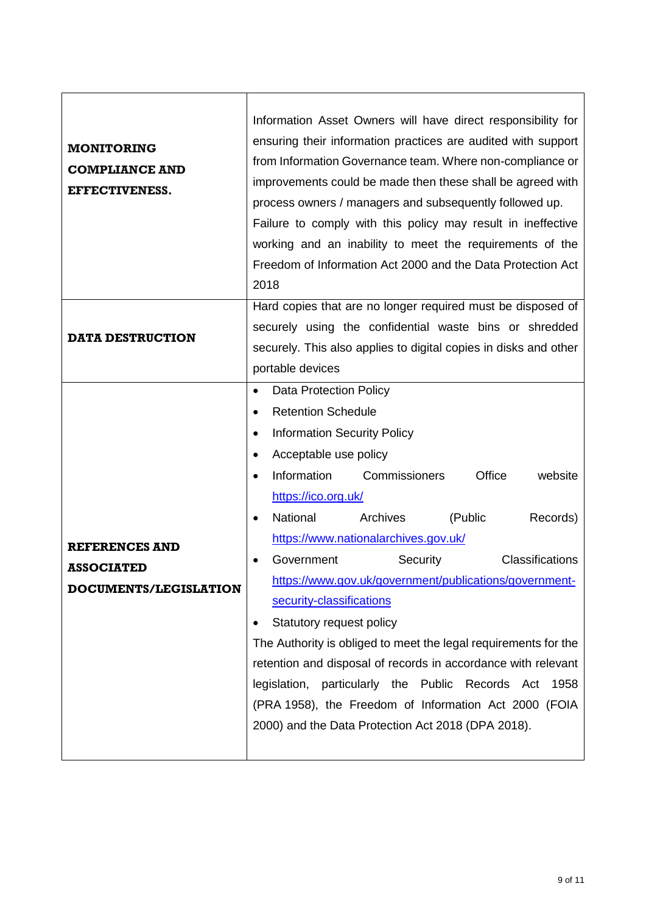| | |
|---|---|
| **MONITORING COMPLIANCE AND EFFECTIVENESS.** | Information Asset Owners will have direct responsibility for ensuring their information practices are audited with support from Information Governance team. Where non-compliance or improvements could be made then these shall be agreed with process owners / managers and subsequently followed up.<br>Failure to comply with this policy may result in ineffective working and an inability to meet the requirements of the Freedom of Information Act 2000 and the Data Protection Act 2018 |
| **DATA DESTRUCTION** | Hard copies that are no longer required must be disposed of securely using the confidential waste bins or shredded securely. This also applies to digital copies in disks and other portable devices |
| **REFERENCES AND ASSOCIATED DOCUMENTS/LEGISLATION** | • Data Protection Policy<br>• Retention Schedule<br>• Information Security Policy<br>• Acceptable use policy<br>• Information Commissioners Office website https://ico.org.uk/<br>• National Archives (Public Records) https://www.nationalarchives.gov.uk/<br>• Government Security Classifications https://www.gov.uk/government/publications/government-security-classifications<br>• Statutory request policy<br>The Authority is obliged to meet the legal requirements for the retention and disposal of records in accordance with relevant legislation, particularly the Public Records Act 1958 (PRA 1958), the Freedom of Information Act 2000 (FOIA 2000) and the Data Protection Act 2018 (DPA 2018). |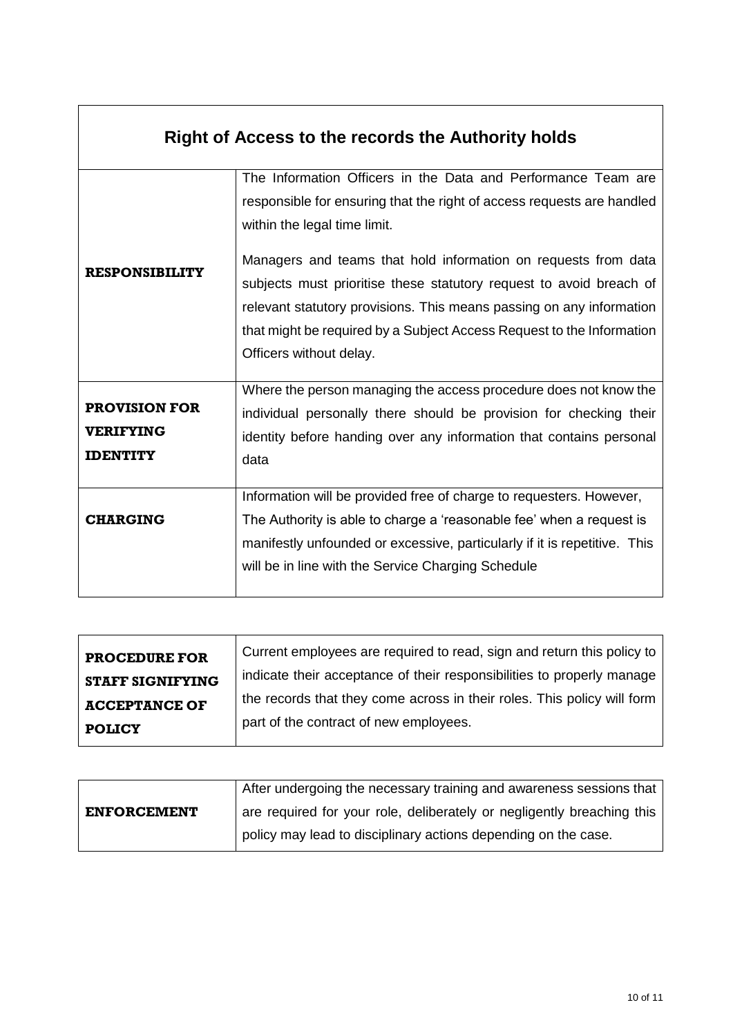## Right of Access to the records the Authority holds

| | |
|---|---|
| **RESPONSIBILITY** | The Information Officers in the Data and Performance Team are responsible for ensuring that the right of access requests are handled within the legal time limit.<br><br>Managers and teams that hold information on requests from data subjects must prioritise these statutory request to avoid breach of relevant statutory provisions. This means passing on any information that might be required by a Subject Access Request to the Information Officers without delay. |
| **PROVISION FOR VERIFYING IDENTITY** | Where the person managing the access procedure does not know the individual personally there should be provision for checking their identity before handing over any information that contains personal data |
| **CHARGING** | Information will be provided free of charge to requesters. However, The Authority is able to charge a 'reasonable fee' when a request is manifestly unfounded or excessive, particularly if it is repetitive. This will be in line with the Service Charging Schedule |

| | |
|---|---|
| **PROCEDURE FOR STAFF SIGNIFYING ACCEPTANCE OF POLICY** | Current employees are required to read, sign and return this policy to indicate their acceptance of their responsibilities to properly manage the records that they come across in their roles. This policy will form part of the contract of new employees. |

| | |
|---|---|
| **ENFORCEMENT** | After undergoing the necessary training and awareness sessions that are required for your role, deliberately or negligently breaching this policy may lead to disciplinary actions depending on the case. |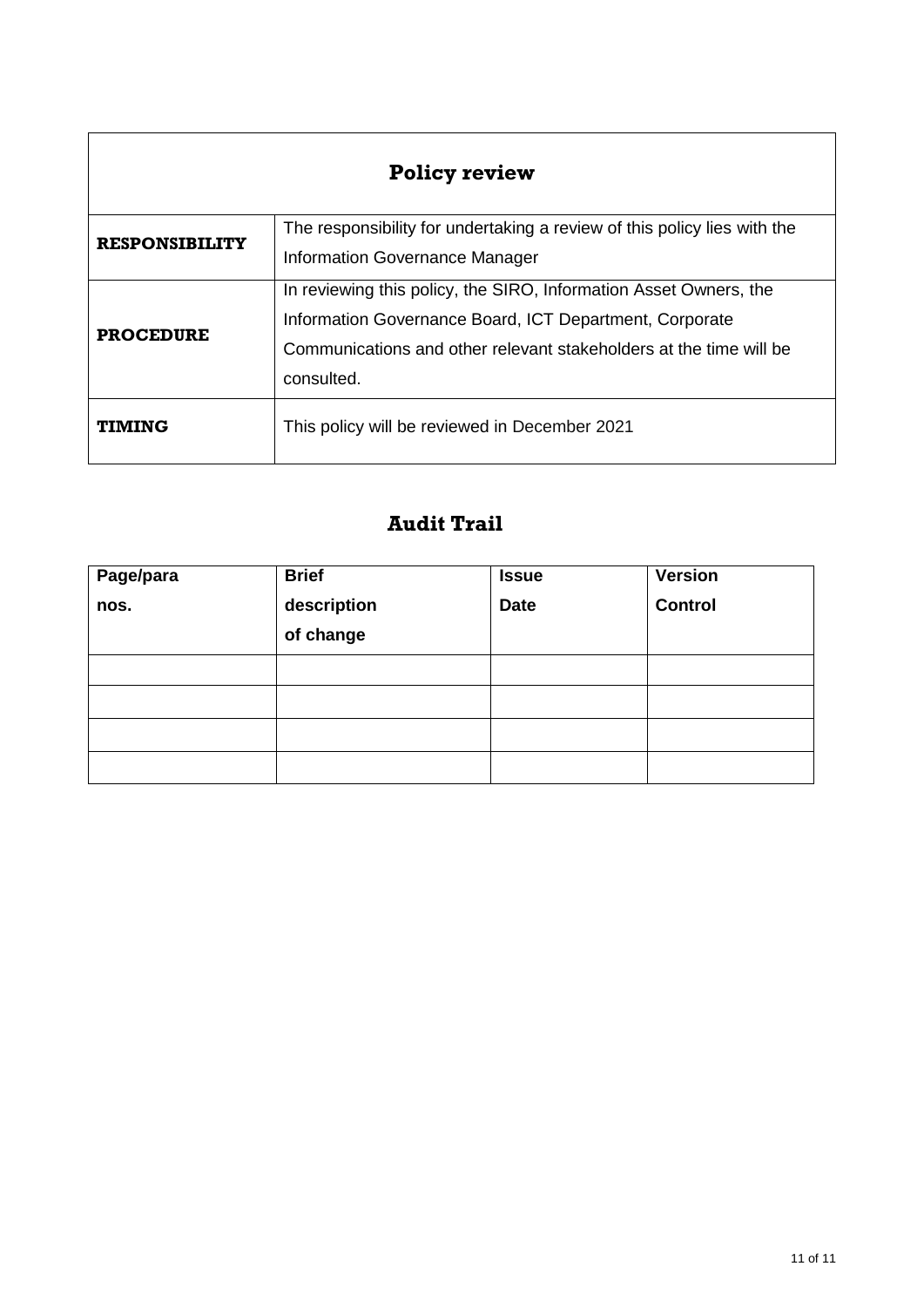| **Policy review** | |
| --- | --- |
| **RESPONSIBILITY** | The responsibility for undertaking a review of this policy lies with the Information Governance Manager |
| **PROCEDURE** | In reviewing this policy, the SIRO, Information Asset Owners, the Information Governance Board, ICT Department, Corporate Communications and other relevant stakeholders at the time will be consulted. |
| **TIMING** | This policy will be reviewed in December 2021 |

## Audit Trail

| Page/para nos. | Brief description of change | Issue Date | Version Control |
| --- | --- | --- | --- |
| | | | |
| | | | |
| | | | |
| | | | |